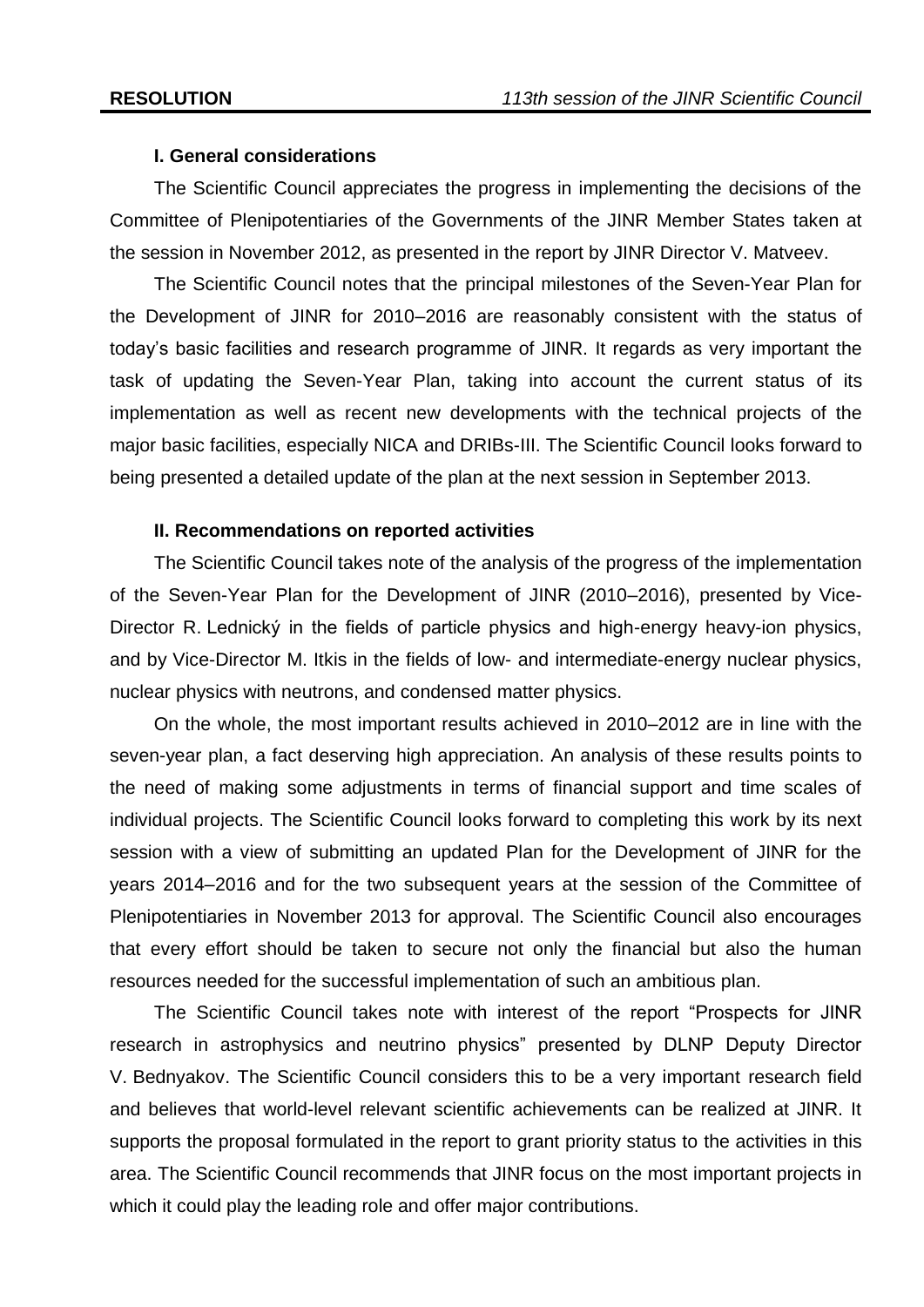### I. General considerations

The Scientific Council appreciates the progress in implementing the decisions of the Committee of Plenipotentiaries of the Governments of the JINR Member States taken at the session in November 2012, as presented in the report by JINR Director V. Matveev.

The Scientific Council notes that the principal milestones of the Seven-Year Plan for the Development of JINR for 2010–2016 are reasonably consistent with the status of today's basic facilities and research programme of JINR. It regards as very important the task of updating the Seven-Year Plan, taking into account the current status of its implementation as well as recent new developments with the technical projects of the major basic facilities, especially NICA and DRIBs-III. The Scientific Council looks forward to being presented a detailed update of the plan at the next session in September 2013.

### II. Recommendations on reported activities

The Scientific Council takes note of the analysis of the progress of the implementation of the Seven-Year Plan for the Development of JINR (2010–2016), presented by Vice-Director R. Lednický in the fields of particle physics and high-energy heavy-ion physics, and by Vice-Director M. Itkis in the fields of low- and intermediate-energy nuclear physics, nuclear physics with neutrons, and condensed matter physics.

On the whole, the most important results achieved in 2010–2012 are in line with the seven-year plan, a fact deserving high appreciation. An analysis of these results points to the need of making some adjustments in terms of financial support and time scales of individual projects. The Scientific Council looks forward to completing this work by its next session with a view of submitting an updated Plan for the Development of JINR for the years 2014–2016 and for the two subsequent years at the session of the Committee of Plenipotentiaries in November 2013 for approval. The Scientific Council also encourages that every effort should be taken to secure not only the financial but also the human resources needed for the successful implementation of such an ambitious plan.

The Scientific Council takes note with interest of the report "Prospects for JINR research in astrophysics and neutrino physics" presented by DLNP Deputy Director V. Bednyakov. The Scientific Council considers this to be a very important research field and believes that world-level relevant scientific achievements can be realized at JINR. It supports the proposal formulated in the report to grant priority status to the activities in this area. The Scientific Council recommends that JINR focus on the most important projects in which it could play the leading role and offer major contributions.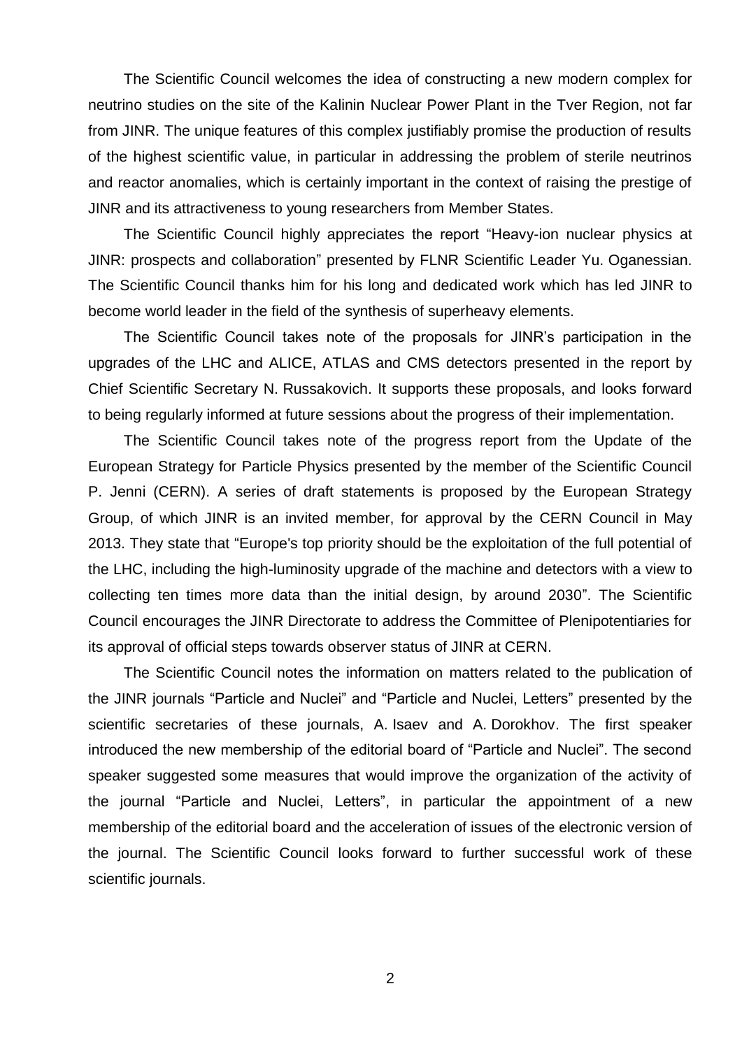The Scientific Council welcomes the idea of constructing a new modern complex for neutrino studies on the site of the Kalinin Nuclear Power Plant in the Tver Region, not far from JINR. The unique features of this complex justifiably promise the production of results of the highest scientific value, in particular in addressing the problem of sterile neutrinos and reactor anomalies, which is certainly important in the context of raising the prestige of JINR and its attractiveness to young researchers from Member States.

The Scientific Council highly appreciates the report "Heavy-ion nuclear physics at JINR: prospects and collaboration" presented by FLNR Scientific Leader Yu. Oganessian. The Scientific Council thanks him for his long and dedicated work which has led JINR to become world leader in the field of the synthesis of superheavy elements.

The Scientific Council takes note of the proposals for JINR's participation in the upgrades of the LHC and ALICE, ATLAS and CMS detectors presented in the report by Chief Scientific Secretary N. Russakovich. It supports these proposals, and looks forward to being regularly informed at future sessions about the progress of their implementation.

The Scientific Council takes note of the progress report from the Update of the European Strategy for Particle Physics presented by the member of the Scientific Council P. Jenni (CERN). A series of draft statements is proposed by the European Strategy Group, of which JINR is an invited member, for approval by the CERN Council in May 2013. They state that "Europe's top priority should be the exploitation of the full potential of the LHC, including the high-luminosity upgrade of the machine and detectors with a view to collecting ten times more data than the initial design, by around 2030". The Scientific Council encourages the JINR Directorate to address the Committee of Plenipotentiaries for its approval of official steps towards observer status of JINR at CERN.

The Scientific Council notes the information on matters related to the publication of the JINR journals "Particle and Nuclei" and "Particle and Nuclei, Letters" presented by the scientific secretaries of these journals, A. Isaev and A. Dorokhov. The first speaker introduced the new membership of the editorial board of "Particle and Nuclei". The second speaker suggested some measures that would improve the organization of the activity of the journal "Particle and Nuclei, Letters", in particular the appointment of a new membership of the editorial board and the acceleration of issues of the electronic version of the journal. The Scientific Council looks forward to further successful work of these scientific journals.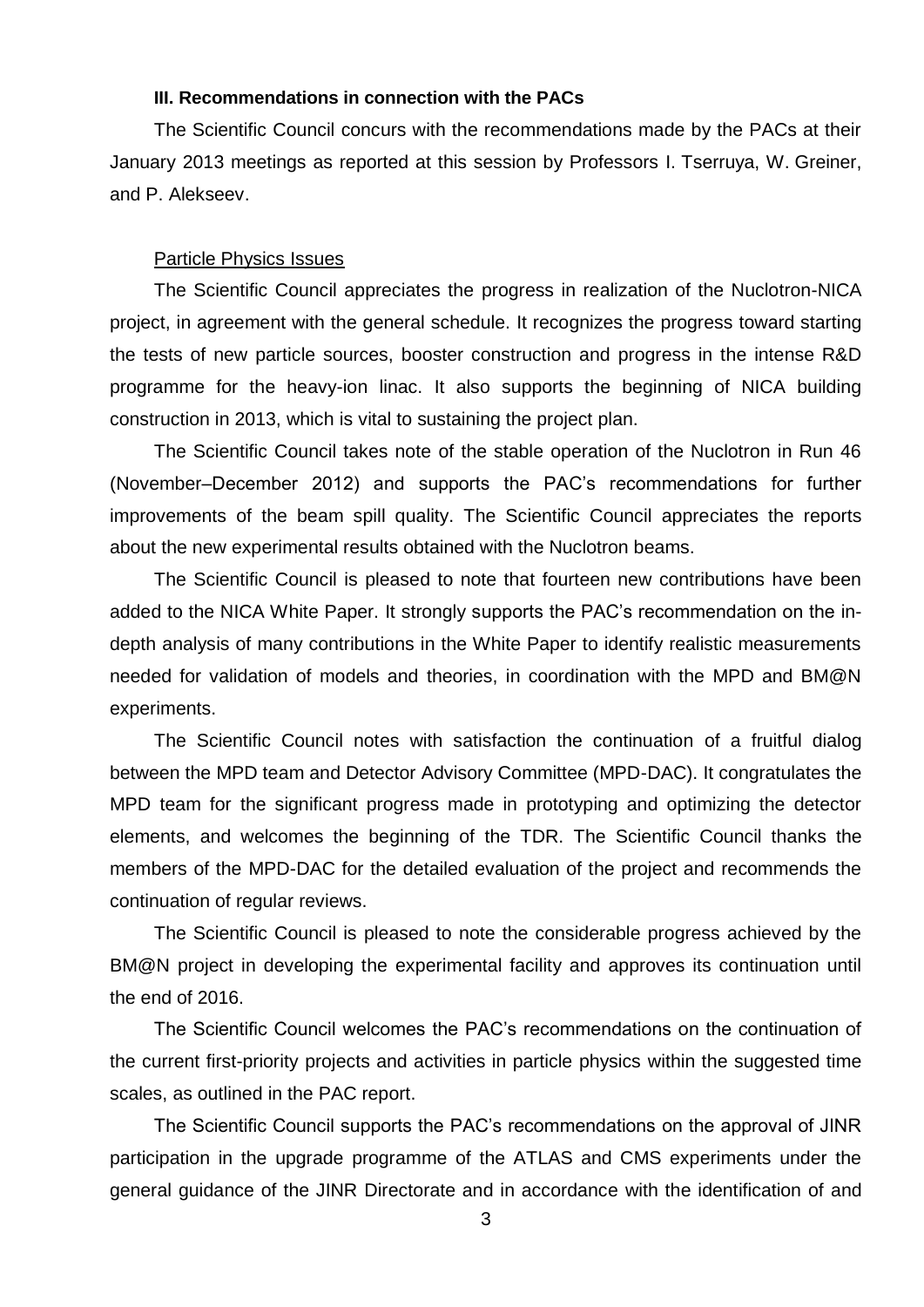### III. Recommendations in connection with the PACs

The Scientific Council concurs with the recommendations made by the PACs at their January 2013 meetings as reported at this session by Professors I. Tserruya, W. Greiner, and P. Alekseev.

Particle Physics Issues

The Scientific Council appreciates the progress in realization of the Nuclotron-NICA project, in agreement with the general schedule. It recognizes the progress toward starting the tests of new particle sources, booster construction and progress in the intense R&D programme for the heavy-ion linac. It also supports the beginning of NICA building construction in 2013, which is vital to sustaining the project plan.

The Scientific Council takes note of the stable operation of the Nuclotron in Run 46 (November–December 2012) and supports the PAC's recommendations for further improvements of the beam spill quality. The Scientific Council appreciates the reports about the new experimental results obtained with the Nuclotron beams.

The Scientific Council is pleased to note that fourteen new contributions have been added to the NICA White Paper. It strongly supports the PAC's recommendation on the in-depth analysis of many contributions in the White Paper to identify realistic measurements needed for validation of models and theories, in coordination with the MPD and BM@N experiments.

The Scientific Council notes with satisfaction the continuation of a fruitful dialog between the MPD team and Detector Advisory Committee (MPD-DAC). It congratulates the MPD team for the significant progress made in prototyping and optimizing the detector elements, and welcomes the beginning of the TDR. The Scientific Council thanks the members of the MPD-DAC for the detailed evaluation of the project and recommends the continuation of regular reviews.

The Scientific Council is pleased to note the considerable progress achieved by the BM@N project in developing the experimental facility and approves its continuation until the end of 2016.

The Scientific Council welcomes the PAC's recommendations on the continuation of the current first-priority projects and activities in particle physics within the suggested time scales, as outlined in the PAC report.

The Scientific Council supports the PAC's recommendations on the approval of JINR participation in the upgrade programme of the ATLAS and CMS experiments under the general guidance of the JINR Directorate and in accordance with the identification of and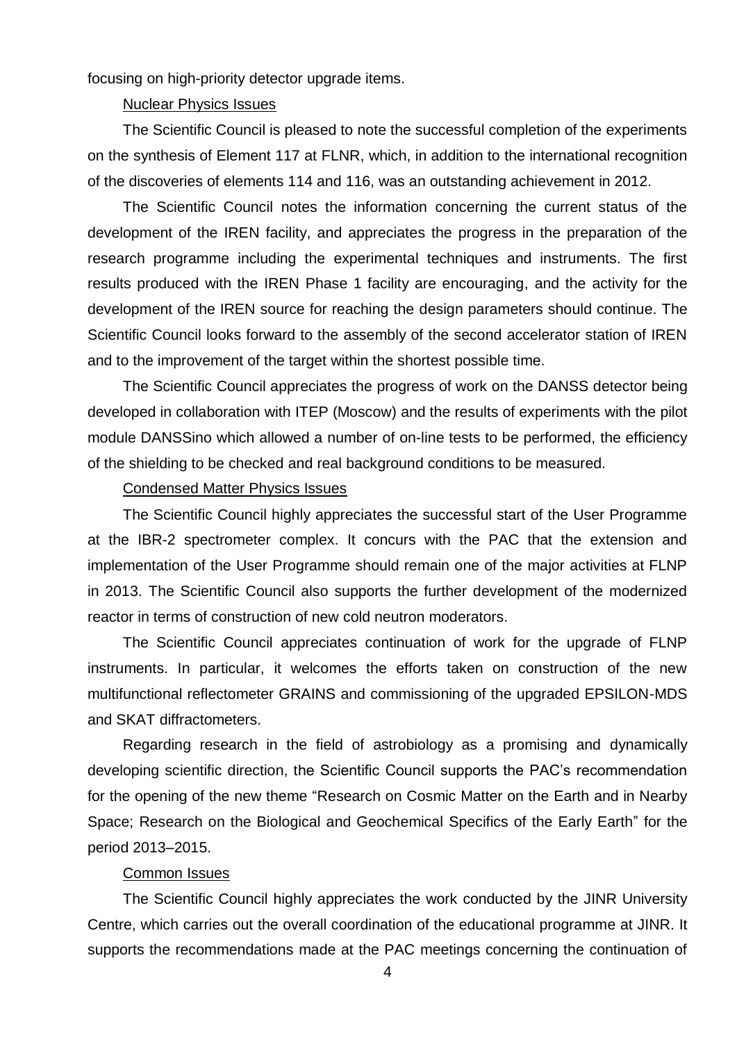focusing on high-priority detector upgrade items.

Nuclear Physics Issues

The Scientific Council is pleased to note the successful completion of the experiments on the synthesis of Element 117 at FLNR, which, in addition to the international recognition of the discoveries of elements 114 and 116, was an outstanding achievement in 2012.

The Scientific Council notes the information concerning the current status of the development of the IREN facility, and appreciates the progress in the preparation of the research programme including the experimental techniques and instruments. The first results produced with the IREN Phase 1 facility are encouraging, and the activity for the development of the IREN source for reaching the design parameters should continue. The Scientific Council looks forward to the assembly of the second accelerator station of IREN and to the improvement of the target within the shortest possible time.

The Scientific Council appreciates the progress of work on the DANSS detector being developed in collaboration with ITEP (Moscow) and the results of experiments with the pilot module DANSSino which allowed a number of on-line tests to be performed, the efficiency of the shielding to be checked and real background conditions to be measured.

Condensed Matter Physics Issues

The Scientific Council highly appreciates the successful start of the User Programme at the IBR-2 spectrometer complex. It concurs with the PAC that the extension and implementation of the User Programme should remain one of the major activities at FLNP in 2013. The Scientific Council also supports the further development of the modernized reactor in terms of construction of new cold neutron moderators.

The Scientific Council appreciates continuation of work for the upgrade of FLNP instruments. In particular, it welcomes the efforts taken on construction of the new multifunctional reflectometer GRAINS and commissioning of the upgraded EPSILON-MDS and SKAT diffractometers.

Regarding research in the field of astrobiology as a promising and dynamically developing scientific direction, the Scientific Council supports the PAC's recommendation for the opening of the new theme "Research on Cosmic Matter on the Earth and in Nearby Space; Research on the Biological and Geochemical Specifics of the Early Earth" for the period 2013–2015.

Common Issues

The Scientific Council highly appreciates the work conducted by the JINR University Centre, which carries out the overall coordination of the educational programme at JINR. It supports the recommendations made at the PAC meetings concerning the continuation of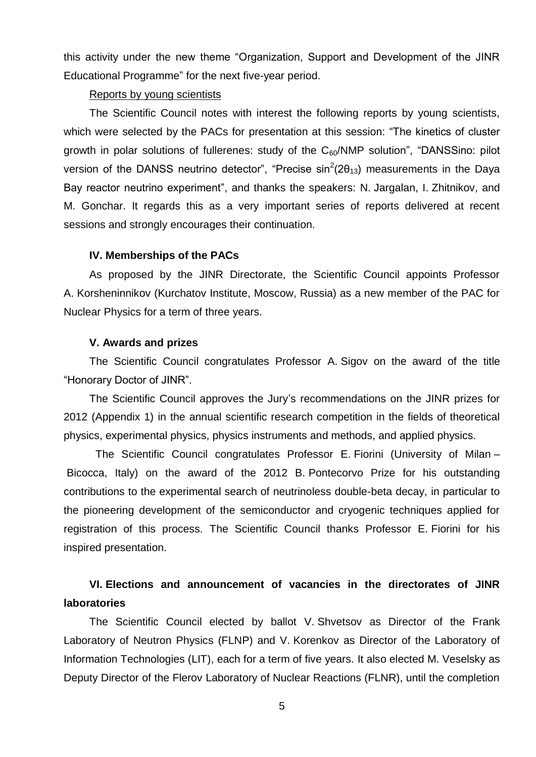this activity under the new theme "Organization, Support and Development of the JINR Educational Programme" for the next five-year period.

Reports by young scientists

The Scientific Council notes with interest the following reports by young scientists, which were selected by the PACs for presentation at this session: "The kinetics of cluster growth in polar solutions of fullerenes: study of the $C_{60}$/NMP solution", "DANSSino: pilot version of the DANSS neutrino detector", "Precise $\sin^2(2\theta_{13})$ measurements in the Daya Bay reactor neutrino experiment", and thanks the speakers: N. Jargalan, I. Zhitnikov, and M. Gonchar. It regards this as a very important series of reports delivered at recent sessions and strongly encourages their continuation.

### IV. Memberships of the PACs

As proposed by the JINR Directorate, the Scientific Council appoints Professor A. Korsheninnikov (Kurchatov Institute, Moscow, Russia) as a new member of the PAC for Nuclear Physics for a term of three years.

### V. Awards and prizes

The Scientific Council congratulates Professor A. Sigov on the award of the title "Honorary Doctor of JINR".

The Scientific Council approves the Jury's recommendations on the JINR prizes for 2012 (Appendix 1) in the annual scientific research competition in the fields of theoretical physics, experimental physics, physics instruments and methods, and applied physics.

The Scientific Council congratulates Professor E. Fiorini (University of Milan – Bicocca, Italy) on the award of the 2012 B. Pontecorvo Prize for his outstanding contributions to the experimental search of neutrinoless double-beta decay, in particular to the pioneering development of the semiconductor and cryogenic techniques applied for registration of this process. The Scientific Council thanks Professor E. Fiorini for his inspired presentation.

### VI. Elections and announcement of vacancies in the directorates of JINR laboratories

The Scientific Council elected by ballot V. Shvetsov as Director of the Frank Laboratory of Neutron Physics (FLNP) and V. Korenkov as Director of the Laboratory of Information Technologies (LIT), each for a term of five years. It also elected M. Veselsky as Deputy Director of the Flerov Laboratory of Nuclear Reactions (FLNR), until the completion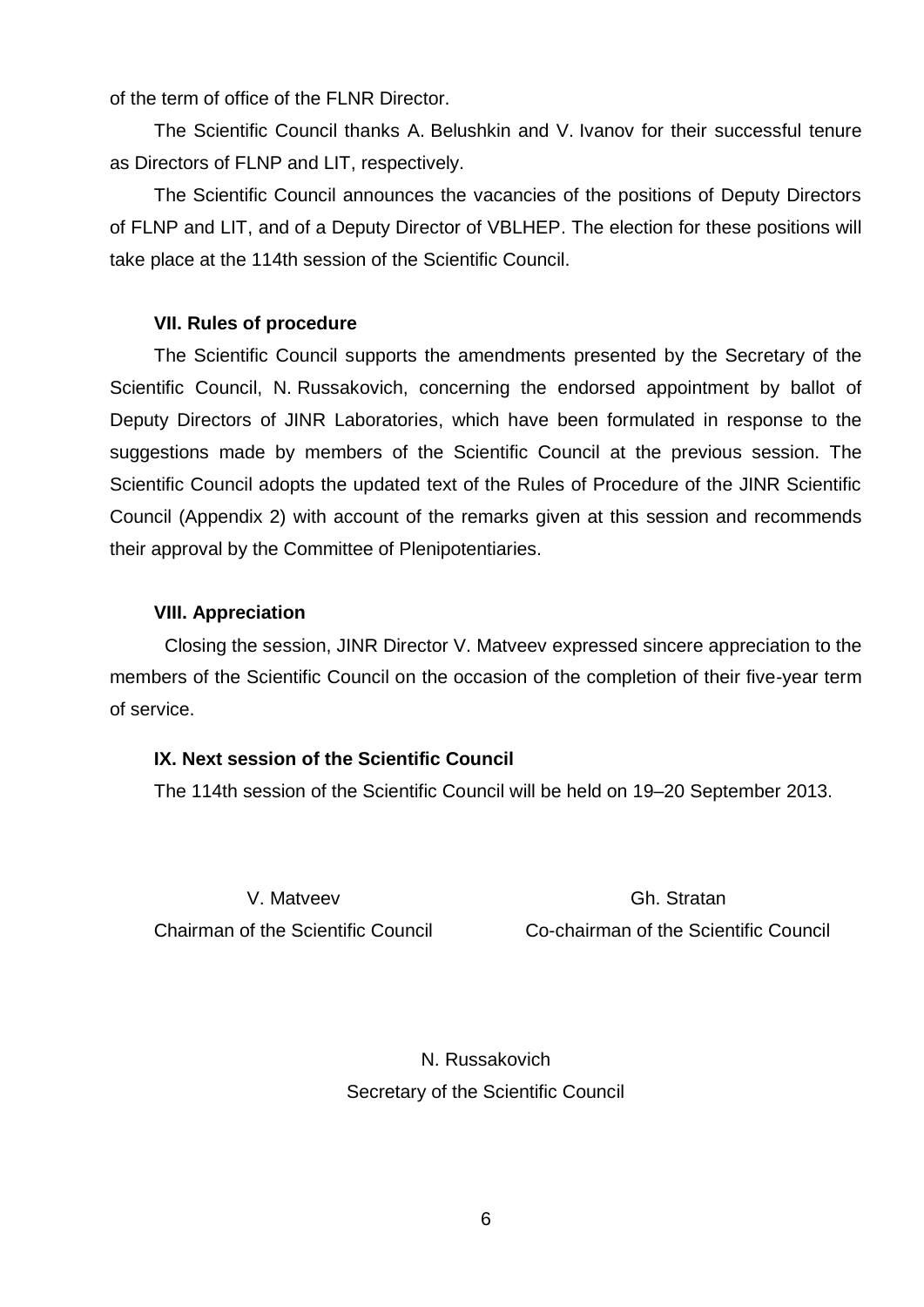of the term of office of the FLNR Director.

The Scientific Council thanks A. Belushkin and V. Ivanov for their successful tenure as Directors of FLNP and LIT, respectively.

The Scientific Council announces the vacancies of the positions of Deputy Directors of FLNP and LIT, and of a Deputy Director of VBLHEP. The election for these positions will take place at the 114th session of the Scientific Council.

**VII. Rules of procedure**

The Scientific Council supports the amendments presented by the Secretary of the Scientific Council, N. Russakovich, concerning the endorsed appointment by ballot of Deputy Directors of JINR Laboratories, which have been formulated in response to the suggestions made by members of the Scientific Council at the previous session. The Scientific Council adopts the updated text of the Rules of Procedure of the JINR Scientific Council (Appendix 2) with account of the remarks given at this session and recommends their approval by the Committee of Plenipotentiaries.

**VIII. Appreciation**

Closing the session, JINR Director V. Matveev expressed sincere appreciation to the members of the Scientific Council on the occasion of the completion of their five-year term of service.

**IX. Next session of the Scientific Council**

The 114th session of the Scientific Council will be held on 19–20 September 2013.

V. Matveev
Chairman of the Scientific Council

Gh. Stratan
Co-chairman of the Scientific Council

N. Russakovich
Secretary of the Scientific Council